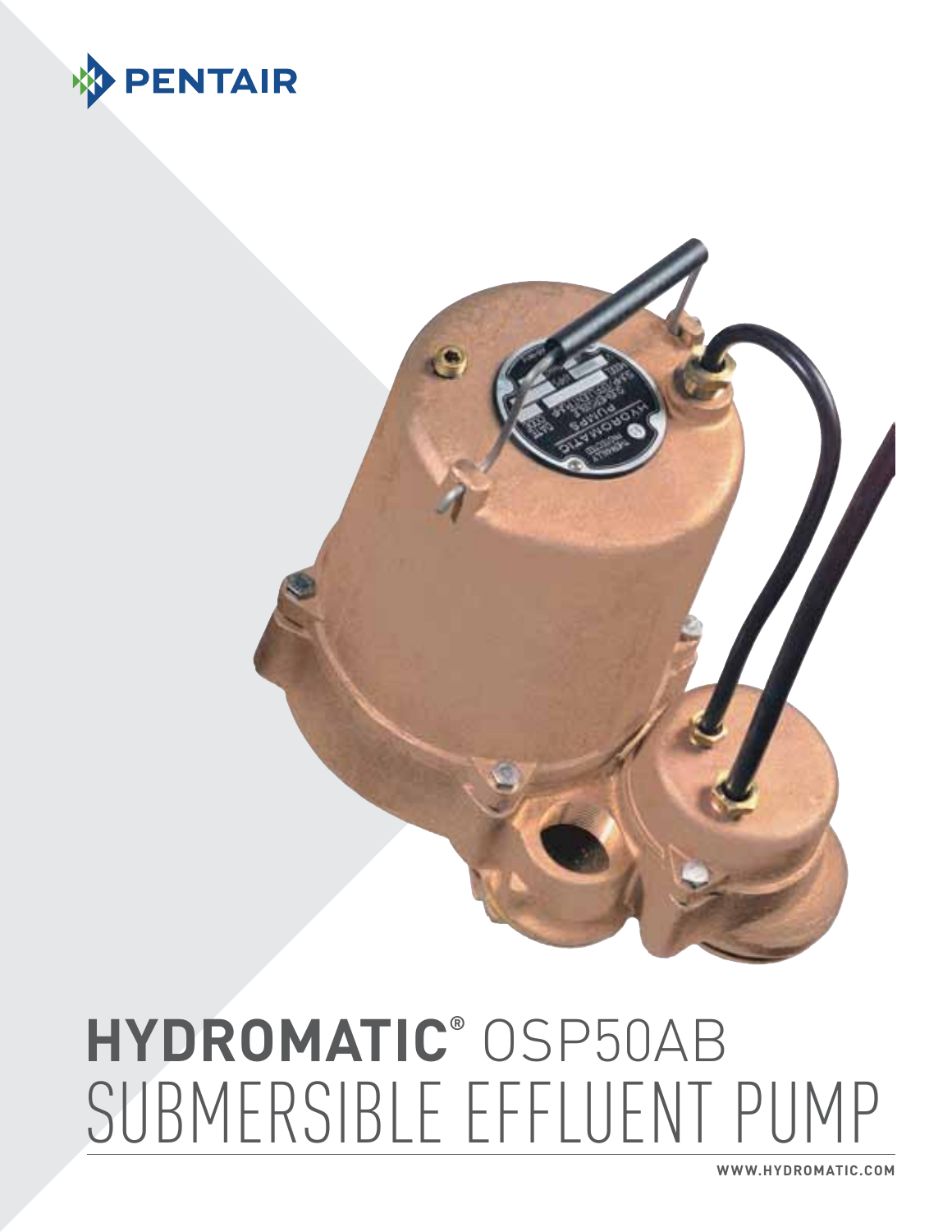PENTAIR

# HYDROMATIC® OSP50AB SUBMERSIBLE EFFLUENT PUMP

WWW.HYDROMATIC.COM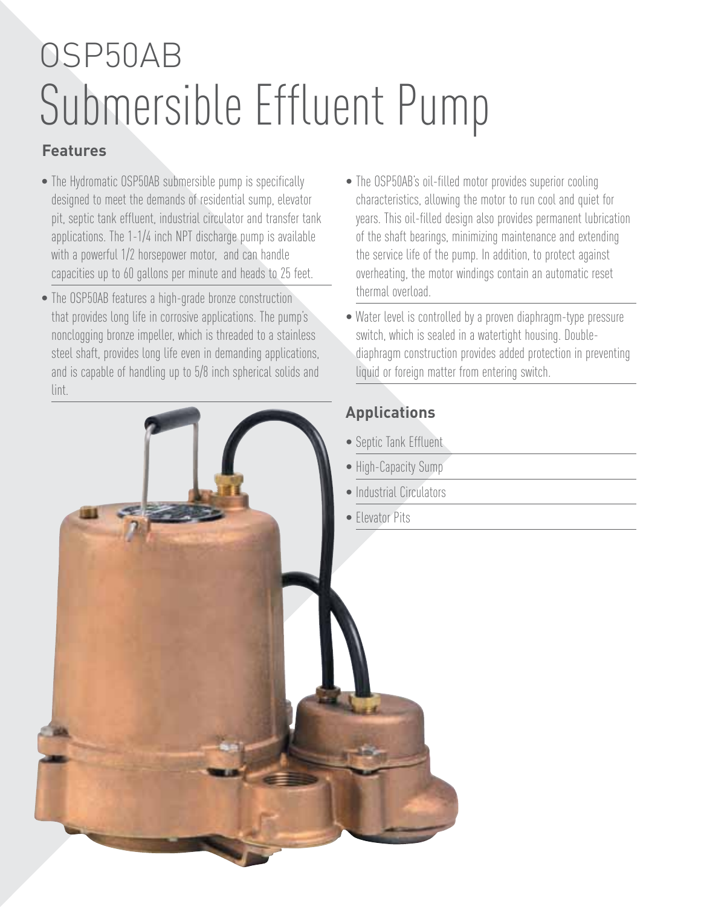# OSP50AB Submersible Effluent Pump

## Features

- The Hydromatic OSP50AB submersible pump is specifically designed to meet the demands of residential sump, elevator pit, septic tank effluent, industrial circulator and transfer tank applications. The 1-1/4 inch NPT discharge pump is available with a powerful 1/2 horsepower motor, and can handle capacities up to 60 gallons per minute and heads to 25 feet.
- The OSP50AB features a high-grade bronze construction that provides long life in corrosive applications. The pump's nonclogging bronze impeller, which is threaded to a stainless steel shaft, provides long life even in demanding applications, and is capable of handling up to 5/8 inch spherical solids and lint.
- The OSP50AB's oil-filled motor provides superior cooling characteristics, allowing the motor to run cool and quiet for years. This oil-filled design also provides permanent lubrication of the shaft bearings, minimizing maintenance and extending the service life of the pump. In addition, to protect against overheating, the motor windings contain an automatic reset thermal overload.
- Water level is controlled by a proven diaphragm-type pressure switch, which is sealed in a watertight housing. Double-diaphragm construction provides added protection in preventing liquid or foreign matter from entering switch.

## Applications

- Septic Tank Effluent
- High-Capacity Sump
- Industrial Circulators
- Elevator Pits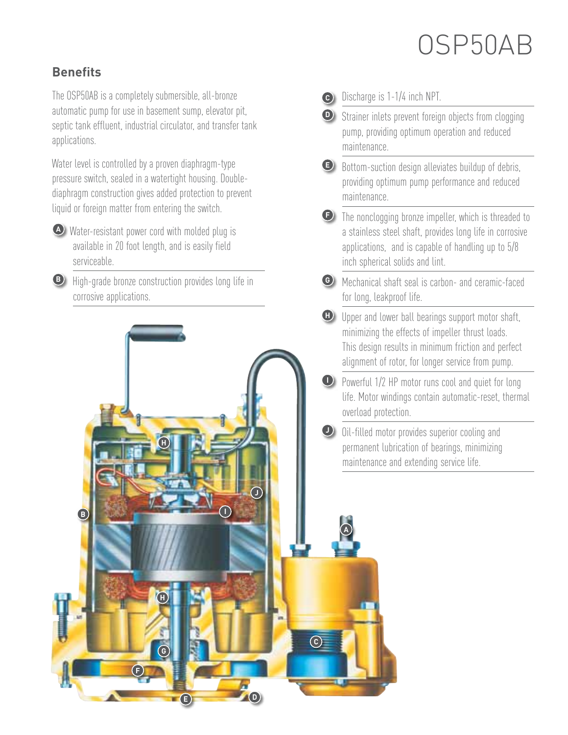# OSP50AB

## Benefits

The OSP50AB is a completely submersible, all-bronze automatic pump for use in basement sump, elevator pit, septic tank effluent, industrial circulator, and transfer tank applications.

Water level is controlled by a proven diaphragm-type pressure switch, sealed in a watertight housing. Double-diaphragm construction gives added protection to prevent liquid or foreign matter from entering the switch.

- **A** Water-resistant power cord with molded plug is available in 20 foot length, and is easily field serviceable.
- **B** High-grade bronze construction provides long life in corrosive applications.
- **C** Discharge is 1-1/4 inch NPT.
- **D** Strainer inlets prevent foreign objects from clogging pump, providing optimum operation and reduced maintenance.
- **E** Bottom-suction design alleviates buildup of debris, providing optimum pump performance and reduced maintenance.
- **F** The nonclogging bronze impeller, which is threaded to a stainless steel shaft, provides long life in corrosive applications, and is capable of handling up to 5/8 inch spherical solids and lint.
- **G** Mechanical shaft seal is carbon- and ceramic-faced for long, leakproof life.
- **H** Upper and lower ball bearings support motor shaft, minimizing the effects of impeller thrust loads. This design results in minimum friction and perfect alignment of rotor, for longer service from pump.
- **I** Powerful 1/2 HP motor runs cool and quiet for long life. Motor windings contain automatic-reset, thermal overload protection.
- **J** Oil-filled motor provides superior cooling and permanent lubrication of bearings, minimizing maintenance and extending service life.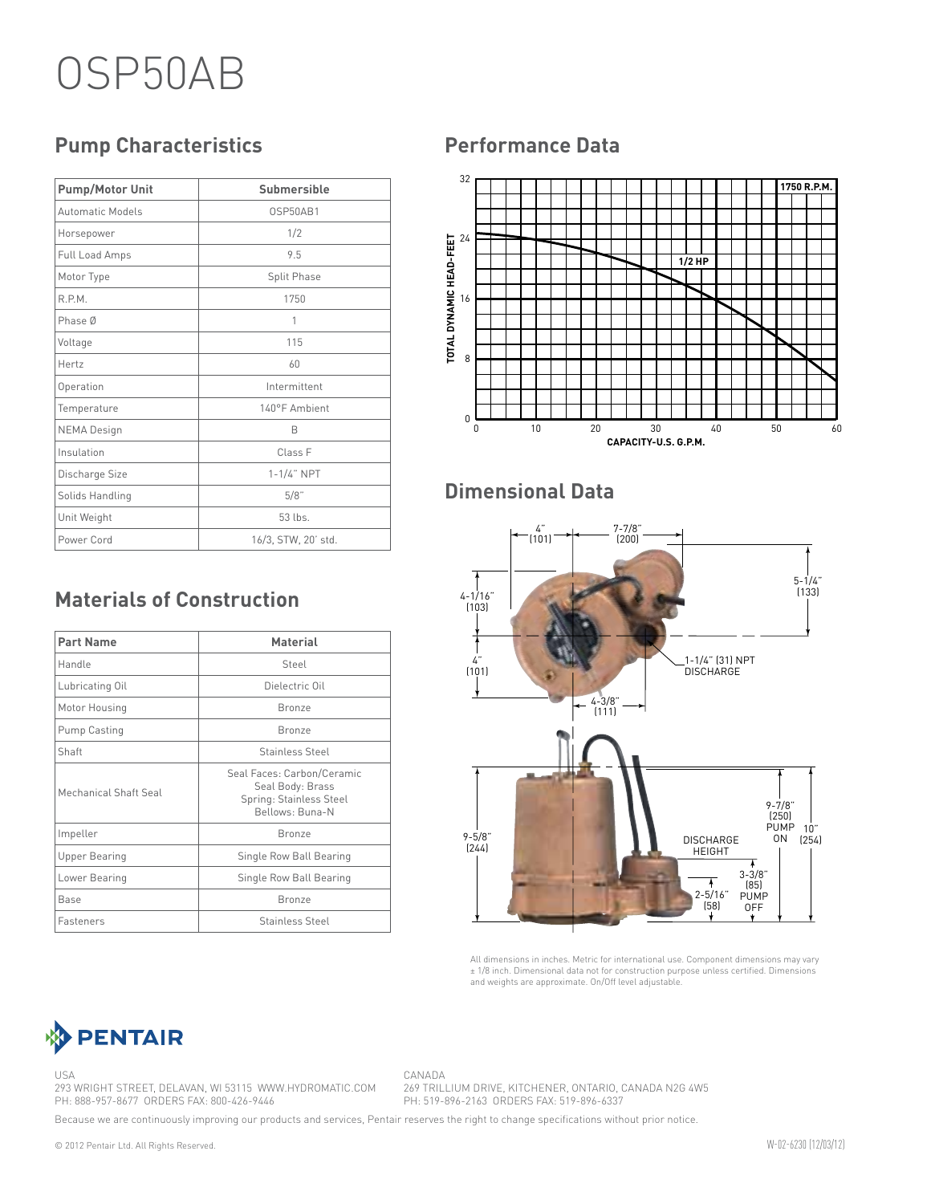# OSP50AB

## Pump Characteristics

| Pump/Motor Unit | Submersible |
| --- | --- |
| Automatic Models | OSP50AB1 |
| Horsepower | 1/2 |
| Full Load Amps | 9.5 |
| Motor Type | Split Phase |
| R.P.M. | 1750 |
| Phase Ø | 1 |
| Voltage | 115 |
| Hertz | 60 |
| Operation | Intermittent |
| Temperature | 140°F Ambient |
| NEMA Design | B |
| Insulation | Class F |
| Discharge Size | 1-1/4" NPT |
| Solids Handling | 5/8" |
| Unit Weight | 53 lbs. |
| Power Cord | 16/3, STW, 20' std. |

## Materials of Construction

| Part Name | Material |
| --- | --- |
| Handle | Steel |
| Lubricating Oil | Dielectric Oil |
| Motor Housing | Bronze |
| Pump Casting | Bronze |
| Shaft | Stainless Steel |
| Mechanical Shaft Seal | Seal Faces: Carbon/Ceramic<br>Seal Body: Brass<br>Spring: Stainless Steel<br>Bellows: Buna-N |
| Impeller | Bronze |
| Upper Bearing | Single Row Ball Bearing |
| Lower Bearing | Single Row Ball Bearing |
| Base | Bronze |
| Fasteners | Stainless Steel |

## Performance Data

1750 R.P.M.

1/2 HP

TOTAL DYNAMIC HEAD-FEET

0 8 16 24 32

0 10 20 30 40 50 60

CAPACITY-U.S. G.P.M.

## Dimensional Data

4" (101)

7-7/8" (200)

5-1/4" (133)

4-1/16" (103)

4" (101)

1-1/4" (31) NPT DISCHARGE

4-3/8" (111)

9-5/8" (244)

DISCHARGE HEIGHT

9-7/8" (250) PUMP ON

10" (254)

3-3/8" (85) PUMP OFF

2-5/16" (58)

All dimensions in inches. Metric for international use. Component dimensions may vary ± 1/8 inch. Dimensional data not for construction purpose unless certified. Dimensions and weights are approximate. On/Off level adjustable.

PENTAIR

USA
293 WRIGHT STREET, DELAVAN, WI 53115 WWW.HYDROMATIC.COM
PH: 888-957-8677 ORDERS FAX: 800-426-9446

CANADA
269 TRILLIUM DRIVE, KITCHENER, ONTARIO, CANADA N2G 4W5
PH: 519-896-2163 ORDERS FAX: 519-896-6337

Because we are continuously improving our products and services, Pentair reserves the right to change specifications without prior notice.

© 2012 Pentair Ltd. All Rights Reserved.

W-02-6230 (12/03/12)